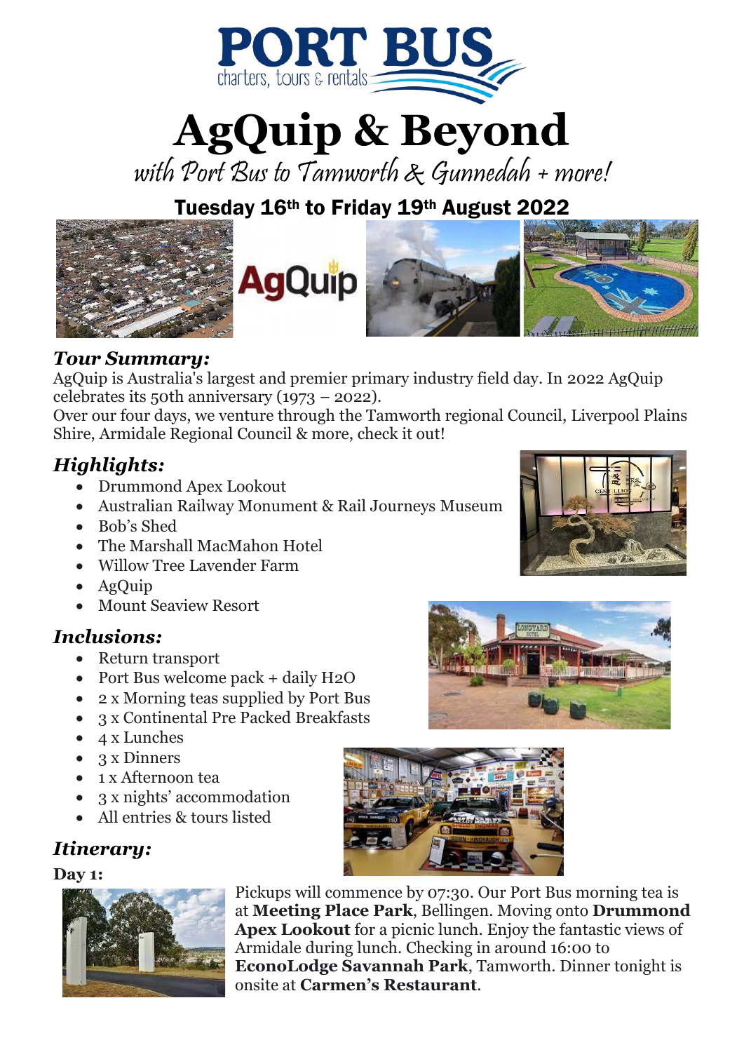# PORT BUS

charters, tours & rentals

# AgQuip & Beyond

*with Port Bus to Tamworth & Gunnedah + more!*

## Tuesday 16th to Friday 19th August 2022

### *Tour Summary:*

AgQuip is Australia's largest and premier primary industry field day. In 2022 AgQuip celebrates its 50th anniversary (1973 – 2022).

Over our four days, we venture through the Tamworth regional Council, Liverpool Plains Shire, Armidale Regional Council & more, check it out!

### *Highlights:*

- Drummond Apex Lookout
- Australian Railway Monument & Rail Journeys Museum
- Bob's Shed
- The Marshall MacMahon Hotel
- Willow Tree Lavender Farm
- AgQuip
- Mount Seaview Resort

### *Inclusions:*

- Return transport
- Port Bus welcome pack + daily H2O
- 2 x Morning teas supplied by Port Bus
- 3 x Continental Pre Packed Breakfasts
- 4 x Lunches
- 3 x Dinners
- 1 x Afternoon tea
- 3 x nights' accommodation
- All entries & tours listed

### *Itinerary:*

**Day 1:**

Pickups will commence by 07:30. Our Port Bus morning tea is at **Meeting Place Park**, Bellingen. Moving onto **Drummond Apex Lookout** for a picnic lunch. Enjoy the fantastic views of Armidale during lunch. Checking in around 16:00 to **EconoLodge Savannah Park**, Tamworth. Dinner tonight is onsite at **Carmen's Restaurant**.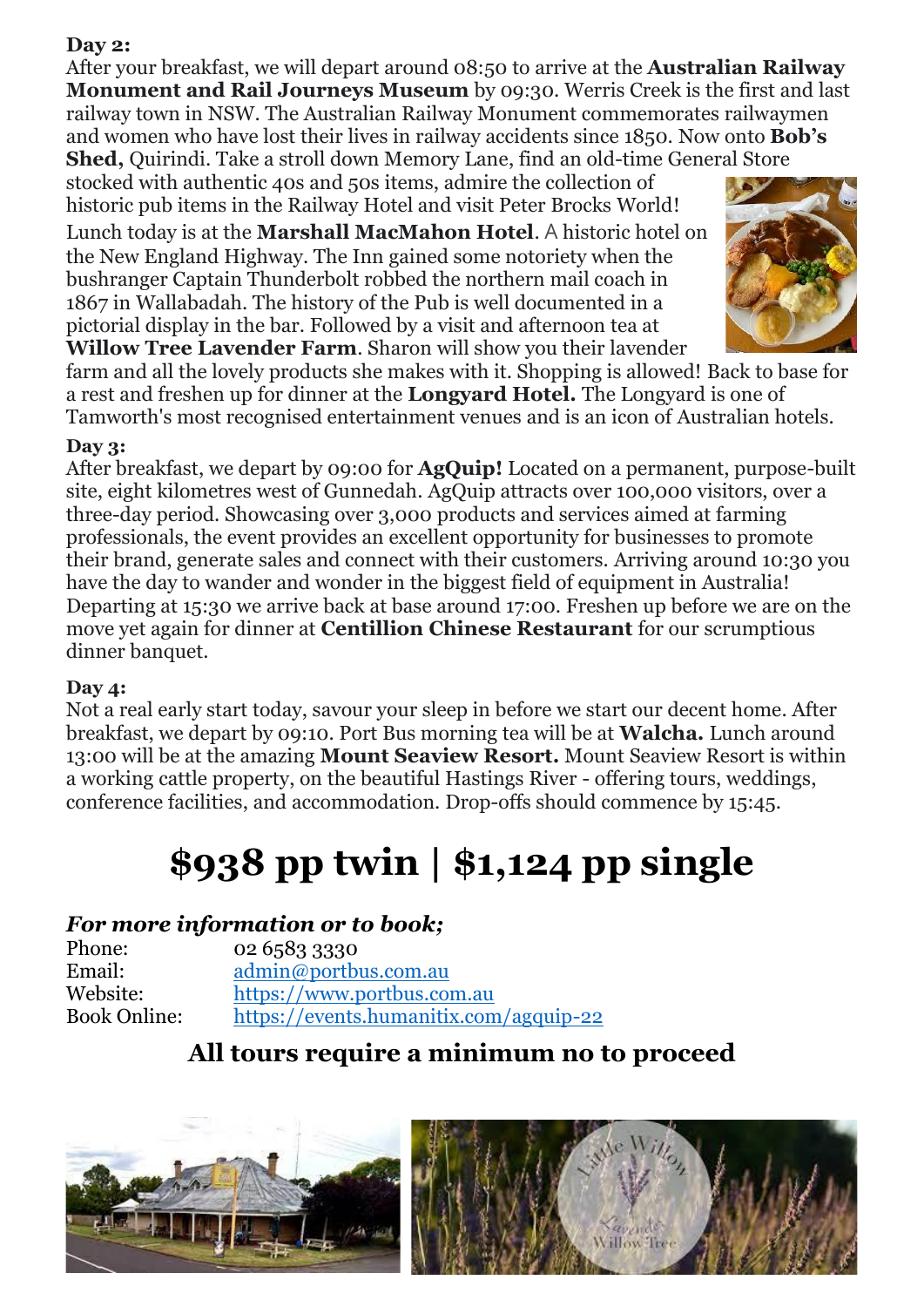**Day 2:**

After your breakfast, we will depart around 08:50 to arrive at the **Australian Railway Monument and Rail Journeys Museum** by 09:30. Werris Creek is the first and last railway town in NSW. The Australian Railway Monument commemorates railwaymen and women who have lost their lives in railway accidents since 1850. Now onto **Bob's Shed,** Quirindi. Take a stroll down Memory Lane, find an old-time General Store stocked with authentic 40s and 50s items, admire the collection of historic pub items in the Railway Hotel and visit Peter Brocks World! Lunch today is at the **Marshall MacMahon Hotel**. A historic hotel on the New England Highway. The Inn gained some notoriety when the bushranger Captain Thunderbolt robbed the northern mail coach in 1867 in Wallabadah. The history of the Pub is well documented in a pictorial display in the bar. Followed by a visit and afternoon tea at **Willow Tree Lavender Farm**. Sharon will show you their lavender farm and all the lovely products she makes with it. Shopping is allowed! Back to base for a rest and freshen up for dinner at the **Longyard Hotel.** The Longyard is one of Tamworth's most recognised entertainment venues and is an icon of Australian hotels.

**Day 3:**

After breakfast, we depart by 09:00 for **AgQuip!** Located on a permanent, purpose-built site, eight kilometres west of Gunnedah. AgQuip attracts over 100,000 visitors, over a three-day period. Showcasing over 3,000 products and services aimed at farming professionals, the event provides an excellent opportunity for businesses to promote their brand, generate sales and connect with their customers. Arriving around 10:30 you have the day to wander and wonder in the biggest field of equipment in Australia! Departing at 15:30 we arrive back at base around 17:00. Freshen up before we are on the move yet again for dinner at **Centillion Chinese Restaurant** for our scrumptious dinner banquet.

**Day 4:**

Not a real early start today, savour your sleep in before we start our decent home. After breakfast, we depart by 09:10. Port Bus morning tea will be at **Walcha.** Lunch around 13:00 will be at the amazing **Mount Seaview Resort.** Mount Seaview Resort is within a working cattle property, on the beautiful Hastings River - offering tours, weddings, conference facilities, and accommodation. Drop-offs should commence by 15:45.

# $938 pp twin | $1,124 pp single

### *For more information or to book;*

| | |
|---|---|
| Phone: | 02 6583 3330 |
| Email: | admin@portbus.com.au |
| Website: | https://www.portbus.com.au |
| Book Online: | https://events.humanitix.com/agquip-22 |

## All tours require a minimum no to proceed